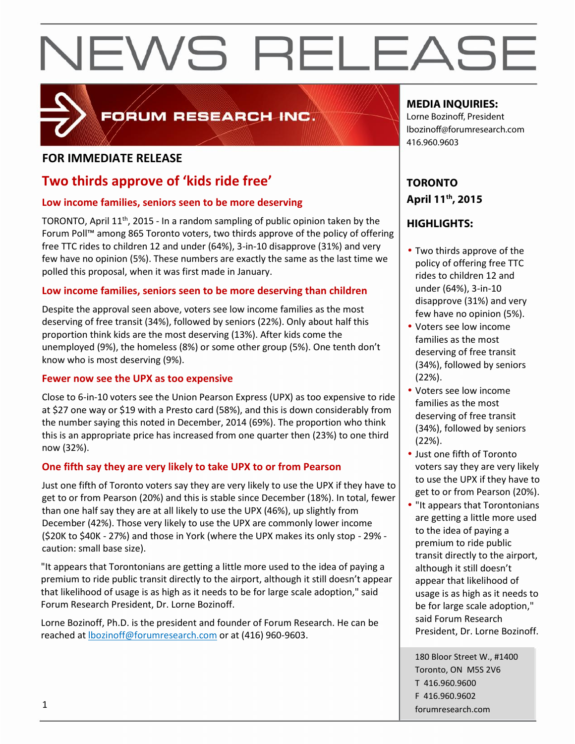# NEWS RELEASE

FORUM RESEARCH INC.

**FOR IMMEDIATE RELEASE**

## Two thirds approve of 'kids ride free'

### Low income families, seniors seen to be more deserving

TORONTO, April 11th, 2015 - In a random sampling of public opinion taken by the Forum Poll™ among 865 Toronto voters, two thirds approve of the policy of offering free TTC rides to children 12 and under (64%), 3-in-10 disapprove (31%) and very few have no opinion (5%). These numbers are exactly the same as the last time we polled this proposal, when it was first made in January.

### Low income families, seniors seen to be more deserving than children

Despite the approval seen above, voters see low income families as the most deserving of free transit (34%), followed by seniors (22%). Only about half this proportion think kids are the most deserving (13%). After kids come the unemployed (9%), the homeless (8%) or some other group (5%). One tenth don't know who is most deserving (9%).

### Fewer now see the UPX as too expensive

Close to 6-in-10 voters see the Union Pearson Express (UPX) as too expensive to ride at $27 one way or $19 with a Presto card (58%), and this is down considerably from the number saying this noted in December, 2014 (69%). The proportion who think this is an appropriate price has increased from one quarter then (23%) to one third now (32%).

### One fifth say they are very likely to take UPX to or from Pearson

Just one fifth of Toronto voters say they are very likely to use the UPX if they have to get to or from Pearson (20%) and this is stable since December (18%). In total, fewer than one half say they are at all likely to use the UPX (46%), up slightly from December (42%). Those very likely to use the UPX are commonly lower income ($20K to $40K - 27%) and those in York (where the UPX makes its only stop - 29% - caution: small base size).

"It appears that Torontonians are getting a little more used to the idea of paying a premium to ride public transit directly to the airport, although it still doesn't appear that likelihood of usage is as high as it needs to be for large scale adoption," said Forum Research President, Dr. Lorne Bozinoff.

Lorne Bozinoff, Ph.D. is the president and founder of Forum Research. He can be reached at lbozinoff@forumresearch.com or at (416) 960-9603.

**MEDIA INQUIRIES:**
Lorne Bozinoff, President
lbozinoff@forumresearch.com
416.960.9603

**TORONTO**
**April 11th, 2015**

**HIGHLIGHTS:**

- Two thirds approve of the policy of offering free TTC rides to children 12 and under (64%), 3-in-10 disapprove (31%) and very few have no opinion (5%).
- Voters see low income families as the most deserving of free transit (34%), followed by seniors (22%).
- Voters see low income families as the most deserving of free transit (34%), followed by seniors (22%).
- Just one fifth of Toronto voters say they are very likely to use the UPX if they have to get to or from Pearson (20%).
- "It appears that Torontonians are getting a little more used to the idea of paying a premium to ride public transit directly to the airport, although it still doesn't appear that likelihood of usage is as high as it needs to be for large scale adoption," said Forum Research President, Dr. Lorne Bozinoff.

180 Bloor Street W., #1400
Toronto, ON M5S 2V6
T 416.960.9600
F 416.960.9602
forumresearch.com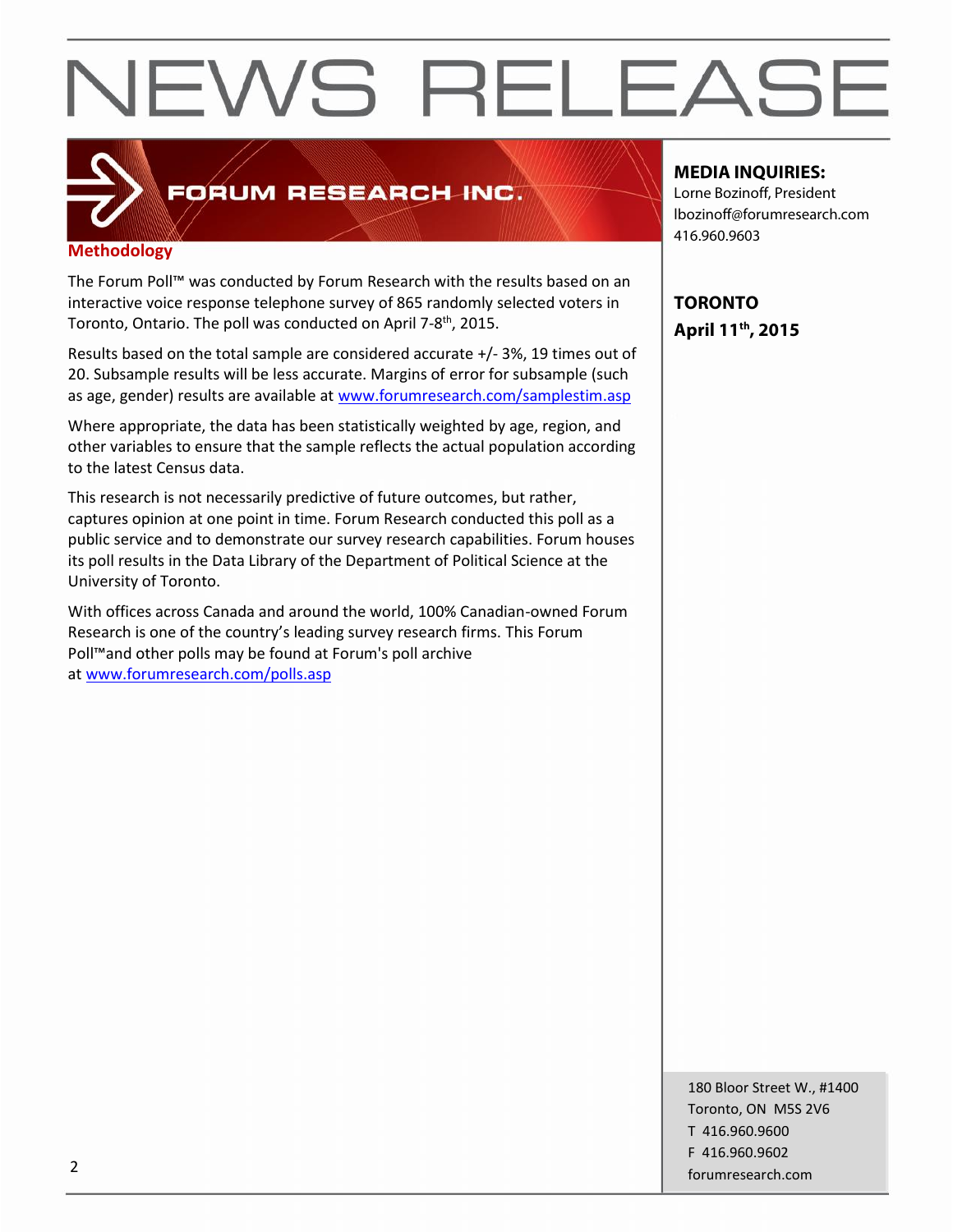# NEWS RELEASE

FORUM RESEARCH INC.

**MEDIA INQUIRIES:**
Lorne Bozinoff, President
lbozinoff@forumresearch.com
416.960.9603

**TORONTO**
**April 11th, 2015**

## Methodology

The Forum Poll™ was conducted by Forum Research with the results based on an interactive voice response telephone survey of 865 randomly selected voters in Toronto, Ontario. The poll was conducted on April 7-8th, 2015.

Results based on the total sample are considered accurate +/- 3%, 19 times out of 20. Subsample results will be less accurate. Margins of error for subsample (such as age, gender) results are available at www.forumresearch.com/samplestim.asp

Where appropriate, the data has been statistically weighted by age, region, and other variables to ensure that the sample reflects the actual population according to the latest Census data.

This research is not necessarily predictive of future outcomes, but rather, captures opinion at one point in time. Forum Research conducted this poll as a public service and to demonstrate our survey research capabilities. Forum houses its poll results in the Data Library of the Department of Political Science at the University of Toronto.

With offices across Canada and around the world, 100% Canadian-owned Forum Research is one of the country's leading survey research firms. This Forum Poll™and other polls may be found at Forum's poll archive at www.forumresearch.com/polls.asp

180 Bloor Street W., #1400
Toronto, ON M5S 2V6
T 416.960.9600
F 416.960.9602
forumresearch.com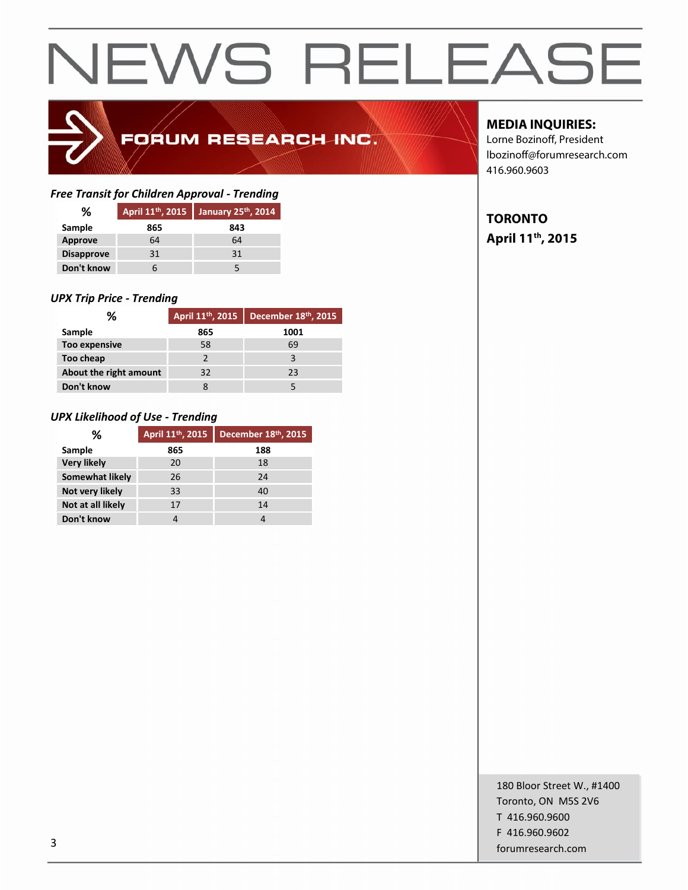# NEWS RELEASE

FORUM RESEARCH INC.

**MEDIA INQUIRIES:**
Lorne Bozinoff, President
lbozinoff@forumresearch.com
416.960.9603

**TORONTO**
**April 11th, 2015**

*Free Transit for Children Approval - Trending*

| % | April 11th, 2015 | January 25th, 2014 |
|---|---|---|
| Sample | 865 | 843 |
| Approve | 64 | 64 |
| Disapprove | 31 | 31 |
| Don't know | 6 | 5 |

*UPX Trip Price - Trending*

| % | April 11th, 2015 | December 18th, 2015 |
|---|---|---|
| Sample | 865 | 1001 |
| Too expensive | 58 | 69 |
| Too cheap | 2 | 3 |
| About the right amount | 32 | 23 |
| Don't know | 8 | 5 |

*UPX Likelihood of Use - Trending*

| % | April 11th, 2015 | December 18th, 2015 |
|---|---|---|
| Sample | 865 | 188 |
| Very likely | 20 | 18 |
| Somewhat likely | 26 | 24 |
| Not very likely | 33 | 40 |
| Not at all likely | 17 | 14 |
| Don't know | 4 | 4 |

180 Bloor Street W., #1400
Toronto, ON M5S 2V6
T 416.960.9600
F 416.960.9602
forumresearch.com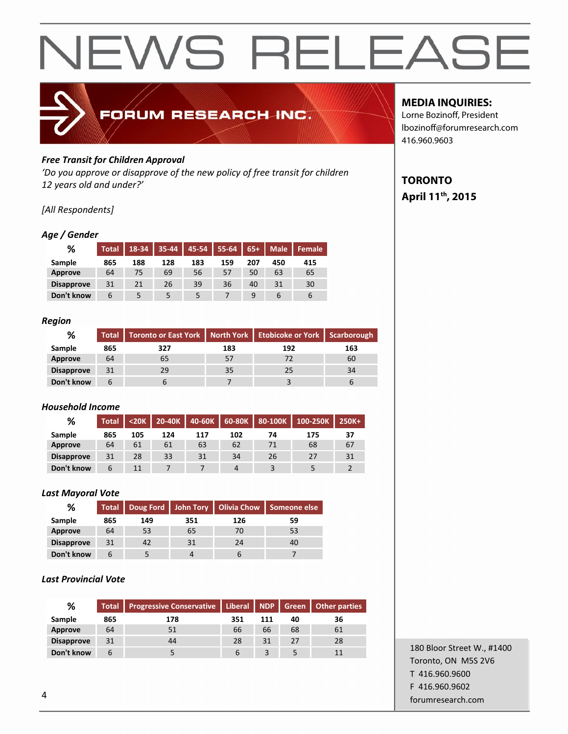# NEWS RELEASE

FORUM RESEARCH INC.

**MEDIA INQUIRIES:**
Lorne Bozinoff, President
lbozinoff@forumresearch.com
416.960.9603

**TORONTO**
**April 11th, 2015**

***Free Transit for Children Approval***
*'Do you approve or disapprove of the new policy of free transit for children 12 years old and under?'*

*[All Respondents]*

***Age / Gender***

| % | Total | 18-34 | 35-44 | 45-54 | 55-64 | 65+ | Male | Female |
|---|---|---|---|---|---|---|---|---|
| Sample | 865 | 188 | 128 | 183 | 159 | 207 | 450 | 415 |
| Approve | 64 | 75 | 69 | 56 | 57 | 50 | 63 | 65 |
| Disapprove | 31 | 21 | 26 | 39 | 36 | 40 | 31 | 30 |
| Don't know | 6 | 5 | 5 | 5 | 7 | 9 | 6 | 6 |

***Region***

| % | Total | Toronto or East York | North York | Etobicoke or York | Scarborough |
|---|---|---|---|---|---|
| Sample | 865 | 327 | 183 | 192 | 163 |
| Approve | 64 | 65 | 57 | 72 | 60 |
| Disapprove | 31 | 29 | 35 | 25 | 34 |
| Don't know | 6 | 6 | 7 | 3 | 6 |

***Household Income***

| % | Total | <20K | 20-40K | 40-60K | 60-80K | 80-100K | 100-250K | 250K+ |
|---|---|---|---|---|---|---|---|---|
| Sample | 865 | 105 | 124 | 117 | 102 | 74 | 175 | 37 |
| Approve | 64 | 61 | 61 | 63 | 62 | 71 | 68 | 67 |
| Disapprove | 31 | 28 | 33 | 31 | 34 | 26 | 27 | 31 |
| Don't know | 6 | 11 | 7 | 7 | 4 | 3 | 5 | 2 |

***Last Mayoral Vote***

| % | Total | Doug Ford | John Tory | Olivia Chow | Someone else |
|---|---|---|---|---|---|
| Sample | 865 | 149 | 351 | 126 | 59 |
| Approve | 64 | 53 | 65 | 70 | 53 |
| Disapprove | 31 | 42 | 31 | 24 | 40 |
| Don't know | 6 | 5 | 4 | 6 | 7 |

***Last Provincial Vote***

| % | Total | Progressive Conservative | Liberal | NDP | Green | Other parties |
|---|---|---|---|---|---|---|
| Sample | 865 | 178 | 351 | 111 | 40 | 36 |
| Approve | 64 | 51 | 66 | 66 | 68 | 61 |
| Disapprove | 31 | 44 | 28 | 31 | 27 | 28 |
| Don't know | 6 | 5 | 6 | 3 | 5 | 11 |

180 Bloor Street W., #1400
Toronto, ON M5S 2V6
T 416.960.9600
F 416.960.9602
forumresearch.com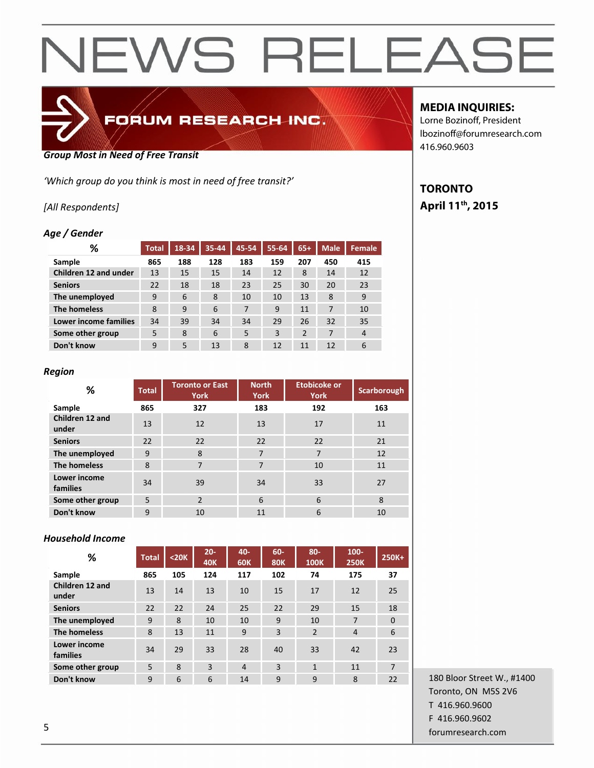# NEWS RELEASE

**FORUM RESEARCH INC.**

**MEDIA INQUIRIES:**
Lorne Bozinoff, President
lbozinoff@forumresearch.com
416.960.9603

**TORONTO**
**April 11th, 2015**

***Group Most in Need of Free Transit***

*'Which group do you think is most in need of free transit?'*

*[All Respondents]*

### *Age / Gender*

| % | Total | 18-34 | 35-44 | 45-54 | 55-64 | 65+ | Male | Female |
|---|---|---|---|---|---|---|---|---|
| **Sample** | **865** | **188** | **128** | **183** | **159** | **207** | **450** | **415** |
| **Children 12 and under** | 13 | 15 | 15 | 14 | 12 | 8 | 14 | 12 |
| **Seniors** | 22 | 18 | 18 | 23 | 25 | 30 | 20 | 23 |
| **The unemployed** | 9 | 6 | 8 | 10 | 10 | 13 | 8 | 9 |
| **The homeless** | 8 | 9 | 6 | 7 | 9 | 11 | 7 | 10 |
| **Lower income families** | 34 | 39 | 34 | 34 | 29 | 26 | 32 | 35 |
| **Some other group** | 5 | 8 | 6 | 5 | 3 | 2 | 7 | 4 |
| **Don't know** | 9 | 5 | 13 | 8 | 12 | 11 | 12 | 6 |

### *Region*

| % | Total | Toronto or East York | North York | Etobicoke or York | Scarborough |
|---|---|---|---|---|---|
| **Sample** | **865** | **327** | **183** | **192** | **163** |
| **Children 12 and under** | 13 | 12 | 13 | 17 | 11 |
| **Seniors** | 22 | 22 | 22 | 22 | 21 |
| **The unemployed** | 9 | 8 | 7 | 7 | 12 |
| **The homeless** | 8 | 7 | 7 | 10 | 11 |
| **Lower income families** | 34 | 39 | 34 | 33 | 27 |
| **Some other group** | 5 | 2 | 6 | 6 | 8 |
| **Don't know** | 9 | 10 | 11 | 6 | 10 |

### *Household Income*

| % | Total | <20K | 20-40K | 40-60K | 60-80K | 80-100K | 100-250K | 250K+ |
|---|---|---|---|---|---|---|---|---|
| **Sample** | **865** | **105** | **124** | **117** | **102** | **74** | **175** | **37** |
| **Children 12 and under** | 13 | 14 | 13 | 10 | 15 | 17 | 12 | 25 |
| **Seniors** | 22 | 22 | 24 | 25 | 22 | 29 | 15 | 18 |
| **The unemployed** | 9 | 8 | 10 | 10 | 9 | 10 | 7 | 0 |
| **The homeless** | 8 | 13 | 11 | 9 | 3 | 2 | 4 | 6 |
| **Lower income families** | 34 | 29 | 33 | 28 | 40 | 33 | 42 | 23 |
| **Some other group** | 5 | 8 | 3 | 4 | 3 | 1 | 11 | 7 |
| **Don't know** | 9 | 6 | 6 | 14 | 9 | 9 | 8 | 22 |

180 Bloor Street W., #1400
Toronto, ON M5S 2V6
T 416.960.9600
F 416.960.9602
forumresearch.com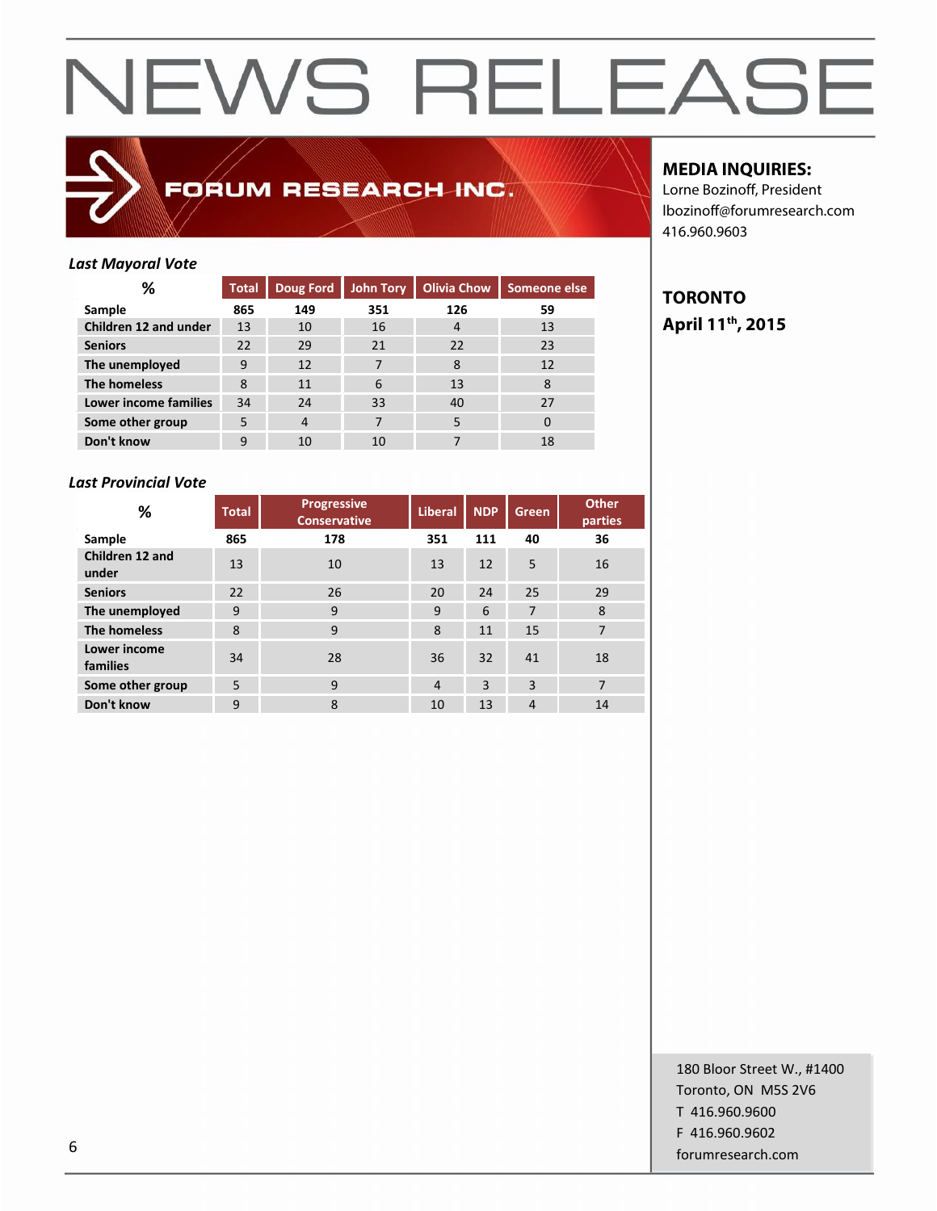# NEWS RELEASE

FORUM RESEARCH INC.

**MEDIA INQUIRIES:**
Lorne Bozinoff, President
lbozinoff@forumresearch.com
416.960.9603

**TORONTO**
**April 11th, 2015**

*Last Mayoral Vote*

| % | Total | Doug Ford | John Tory | Olivia Chow | Someone else |
|---|---|---|---|---|---|
| Sample | 865 | 149 | 351 | 126 | 59 |
| Children 12 and under | 13 | 10 | 16 | 4 | 13 |
| Seniors | 22 | 29 | 21 | 22 | 23 |
| The unemployed | 9 | 12 | 7 | 8 | 12 |
| The homeless | 8 | 11 | 6 | 13 | 8 |
| Lower income families | 34 | 24 | 33 | 40 | 27 |
| Some other group | 5 | 4 | 7 | 5 | 0 |
| Don't know | 9 | 10 | 10 | 7 | 18 |

*Last Provincial Vote*

| % | Total | Progressive Conservative | Liberal | NDP | Green | Other parties |
|---|---|---|---|---|---|---|
| Sample | 865 | 178 | 351 | 111 | 40 | 36 |
| Children 12 and under | 13 | 10 | 13 | 12 | 5 | 16 |
| Seniors | 22 | 26 | 20 | 24 | 25 | 29 |
| The unemployed | 9 | 9 | 9 | 6 | 7 | 8 |
| The homeless | 8 | 9 | 8 | 11 | 15 | 7 |
| Lower income families | 34 | 28 | 36 | 32 | 41 | 18 |
| Some other group | 5 | 9 | 4 | 3 | 3 | 7 |
| Don't know | 9 | 8 | 10 | 13 | 4 | 14 |

180 Bloor Street W., #1400
Toronto, ON M5S 2V6
T 416.960.9600
F 416.960.9602
forumresearch.com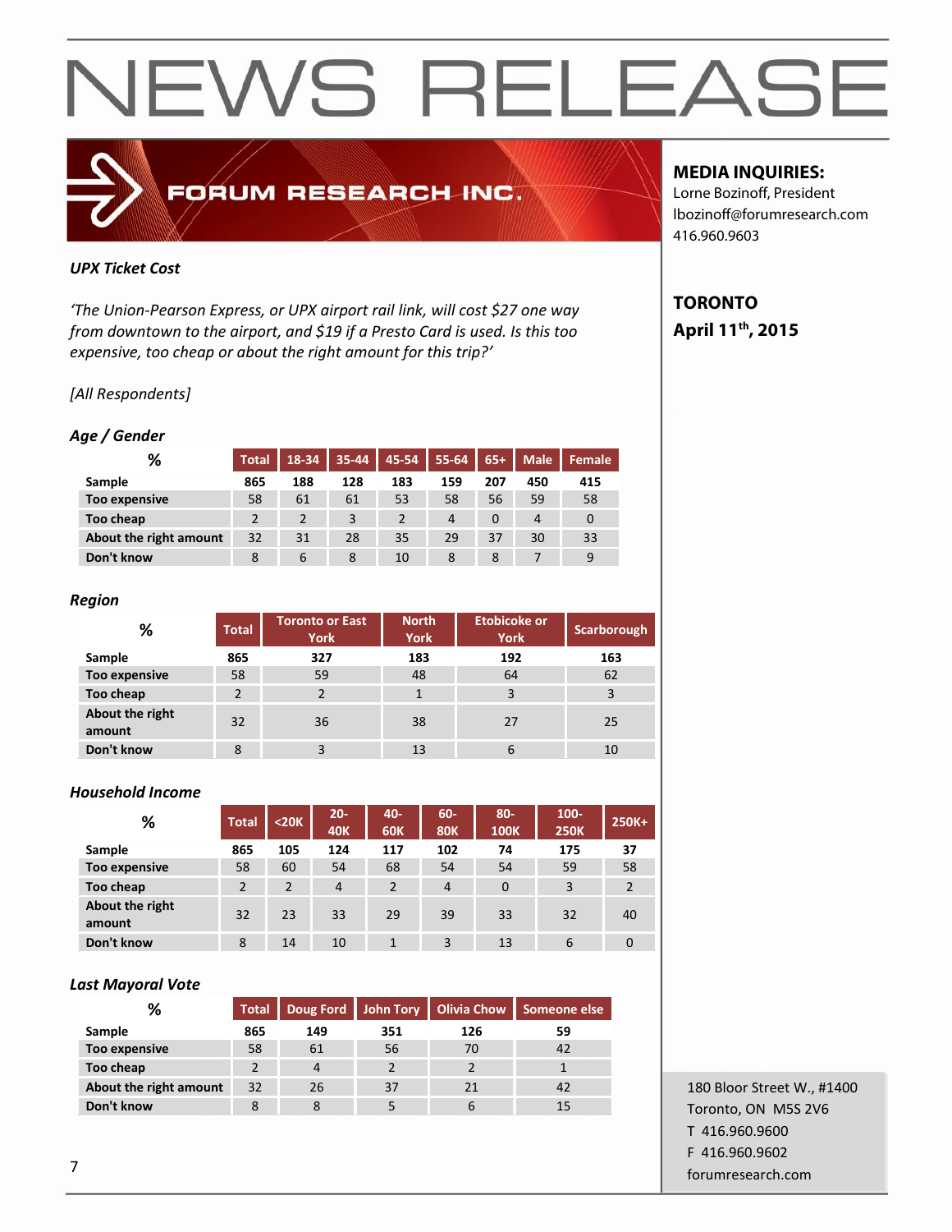# NEWS RELEASE

FORUM RESEARCH INC.

**MEDIA INQUIRIES:**
Lorne Bozinoff, President
lbozinoff@forumresearch.com
416.960.9603

**TORONTO**
**April 11th, 2015**

***UPX Ticket Cost***

*'The Union-Pearson Express, or UPX airport rail link, will cost $27 one way from downtown to the airport, and $19 if a Presto Card is used. Is this too expensive, too cheap or about the right amount for this trip?'*

*[All Respondents]*

***Age / Gender***

| % | Total | 18-34 | 35-44 | 45-54 | 55-64 | 65+ | Male | Female |
|---|---|---|---|---|---|---|---|---|
| **Sample** | **865** | **188** | **128** | **183** | **159** | **207** | **450** | **415** |
| **Too expensive** | 58 | 61 | 61 | 53 | 58 | 56 | 59 | 58 |
| **Too cheap** | 2 | 2 | 3 | 2 | 4 | 0 | 4 | 0 |
| **About the right amount** | 32 | 31 | 28 | 35 | 29 | 37 | 30 | 33 |
| **Don't know** | 8 | 6 | 8 | 10 | 8 | 8 | 7 | 9 |

***Region***

| % | Total | Toronto or East York | North York | Etobicoke or York | Scarborough |
|---|---|---|---|---|---|
| **Sample** | **865** | **327** | **183** | **192** | **163** |
| **Too expensive** | 58 | 59 | 48 | 64 | 62 |
| **Too cheap** | 2 | 2 | 1 | 3 | 3 |
| **About the right amount** | 32 | 36 | 38 | 27 | 25 |
| **Don't know** | 8 | 3 | 13 | 6 | 10 |

***Household Income***

| % | Total | <20K | 20-40K | 40-60K | 60-80K | 80-100K | 100-250K | 250K+ |
|---|---|---|---|---|---|---|---|---|
| **Sample** | **865** | **105** | **124** | **117** | **102** | **74** | **175** | **37** |
| **Too expensive** | 58 | 60 | 54 | 68 | 54 | 54 | 59 | 58 |
| **Too cheap** | 2 | 2 | 4 | 2 | 4 | 0 | 3 | 2 |
| **About the right amount** | 32 | 23 | 33 | 29 | 39 | 33 | 32 | 40 |
| **Don't know** | 8 | 14 | 10 | 1 | 3 | 13 | 6 | 0 |

***Last Mayoral Vote***

| % | Total | Doug Ford | John Tory | Olivia Chow | Someone else |
|---|---|---|---|---|---|
| **Sample** | **865** | **149** | **351** | **126** | **59** |
| **Too expensive** | 58 | 61 | 56 | 70 | 42 |
| **Too cheap** | 2 | 4 | 2 | 2 | 1 |
| **About the right amount** | 32 | 26 | 37 | 21 | 42 |
| **Don't know** | 8 | 8 | 5 | 6 | 15 |

180 Bloor Street W., #1400
Toronto, ON M5S 2V6
T 416.960.9600
F 416.960.9602
forumresearch.com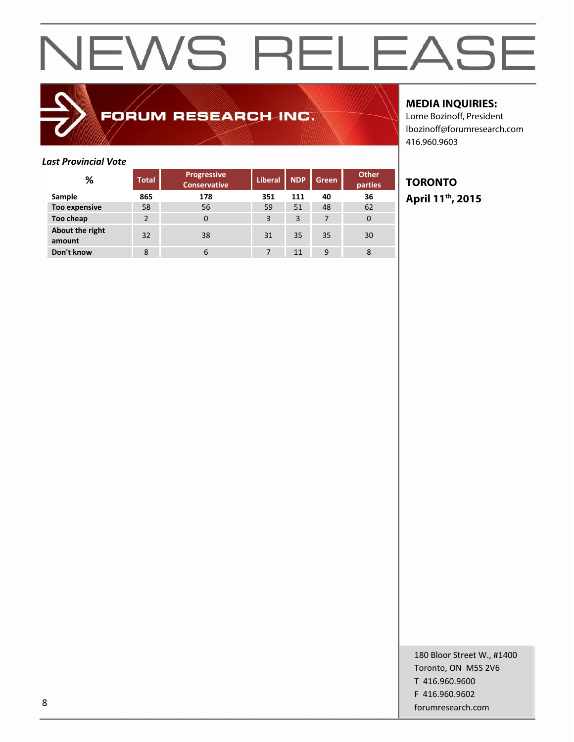# NEWS RELEASE

FORUM RESEARCH INC.

**MEDIA INQUIRIES:**
Lorne Bozinoff, President
lbozinoff@forumresearch.com
416.960.9603

**TORONTO**
**April 11th, 2015**

***Last Provincial Vote***

| % | Total | Progressive Conservative | Liberal | NDP | Green | Other parties |
|---|---|---|---|---|---|---|
| **Sample** | **865** | **178** | **351** | **111** | **40** | **36** |
| **Too expensive** | 58 | 56 | 59 | 51 | 48 | 62 |
| **Too cheap** | 2 | 0 | 3 | 3 | 7 | 0 |
| **About the right amount** | 32 | 38 | 31 | 35 | 35 | 30 |
| **Don't know** | 8 | 6 | 7 | 11 | 9 | 8 |

180 Bloor Street W., #1400
Toronto, ON M5S 2V6
T 416.960.9600
F 416.960.9602
forumresearch.com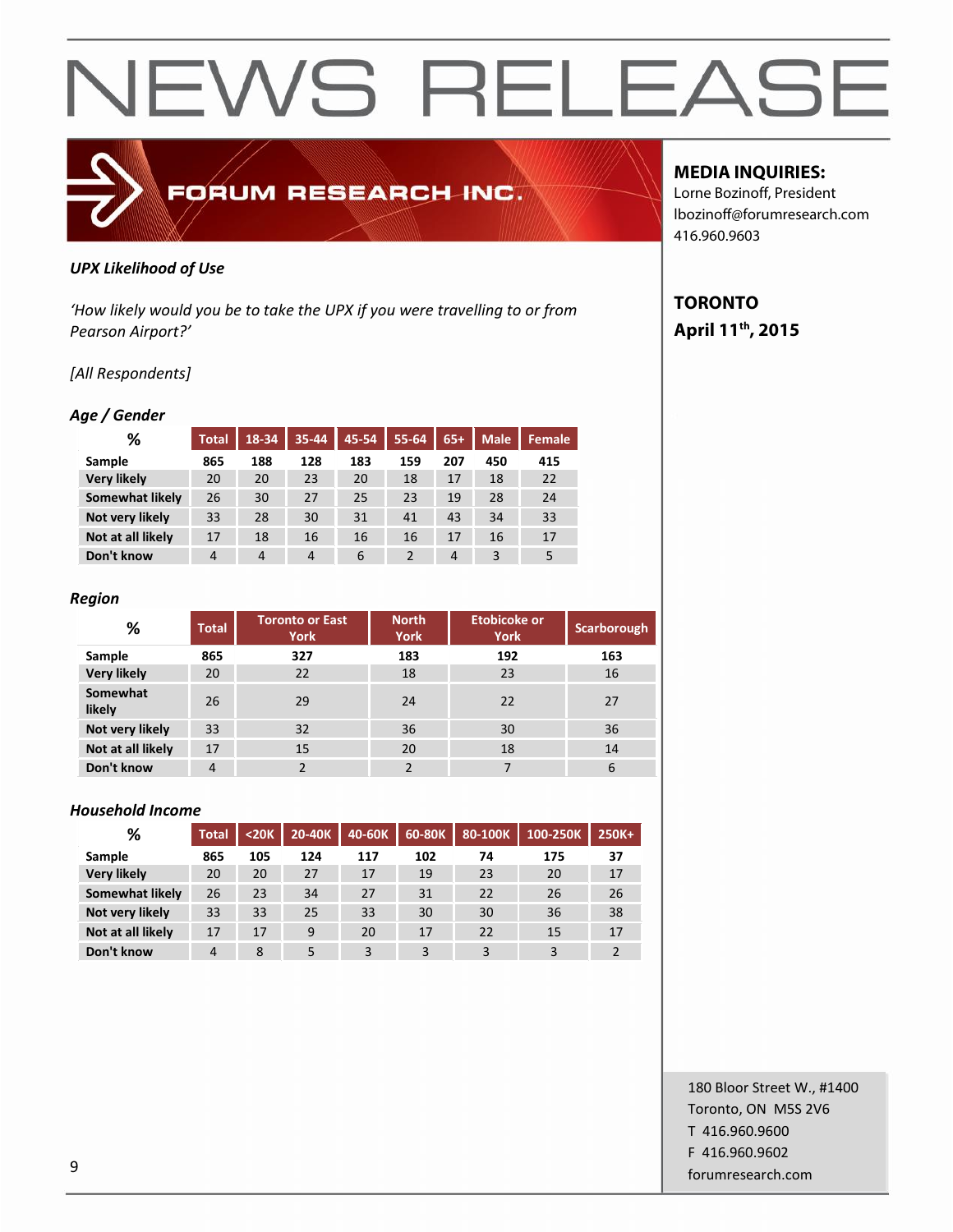# NEWS RELEASE

FORUM RESEARCH INC.

**MEDIA INQUIRIES:**
Lorne Bozinoff, President
lbozinoff@forumresearch.com
416.960.9603

**TORONTO**
**April 11th, 2015**

***UPX Likelihood of Use***

*'How likely would you be to take the UPX if you were travelling to or from Pearson Airport?'*

*[All Respondents]*

### *Age / Gender*

| % | Total | 18-34 | 35-44 | 45-54 | 55-64 | 65+ | Male | Female |
|---|---|---|---|---|---|---|---|---|
| **Sample** | 865 | 188 | 128 | 183 | 159 | 207 | 450 | 415 |
| **Very likely** | 20 | 20 | 23 | 20 | 18 | 17 | 18 | 22 |
| **Somewhat likely** | 26 | 30 | 27 | 25 | 23 | 19 | 28 | 24 |
| **Not very likely** | 33 | 28 | 30 | 31 | 41 | 43 | 34 | 33 |
| **Not at all likely** | 17 | 18 | 16 | 16 | 16 | 17 | 16 | 17 |
| **Don't know** | 4 | 4 | 4 | 6 | 2 | 4 | 3 | 5 |

### *Region*

| % | Total | Toronto or East York | North York | Etobicoke or York | Scarborough |
|---|---|---|---|---|---|
| **Sample** | 865 | 327 | 183 | 192 | 163 |
| **Very likely** | 20 | 22 | 18 | 23 | 16 |
| **Somewhat likely** | 26 | 29 | 24 | 22 | 27 |
| **Not very likely** | 33 | 32 | 36 | 30 | 36 |
| **Not at all likely** | 17 | 15 | 20 | 18 | 14 |
| **Don't know** | 4 | 2 | 2 | 7 | 6 |

### *Household Income*

| % | Total | <20K | 20-40K | 40-60K | 60-80K | 80-100K | 100-250K | 250K+ |
|---|---|---|---|---|---|---|---|---|
| **Sample** | 865 | 105 | 124 | 117 | 102 | 74 | 175 | 37 |
| **Very likely** | 20 | 20 | 27 | 17 | 19 | 23 | 20 | 17 |
| **Somewhat likely** | 26 | 23 | 34 | 27 | 31 | 22 | 26 | 26 |
| **Not very likely** | 33 | 33 | 25 | 33 | 30 | 30 | 36 | 38 |
| **Not at all likely** | 17 | 17 | 9 | 20 | 17 | 22 | 15 | 17 |
| **Don't know** | 4 | 8 | 5 | 3 | 3 | 3 | 3 | 2 |

180 Bloor Street W., #1400
Toronto, ON M5S 2V6
T 416.960.9600
F 416.960.9602
forumresearch.com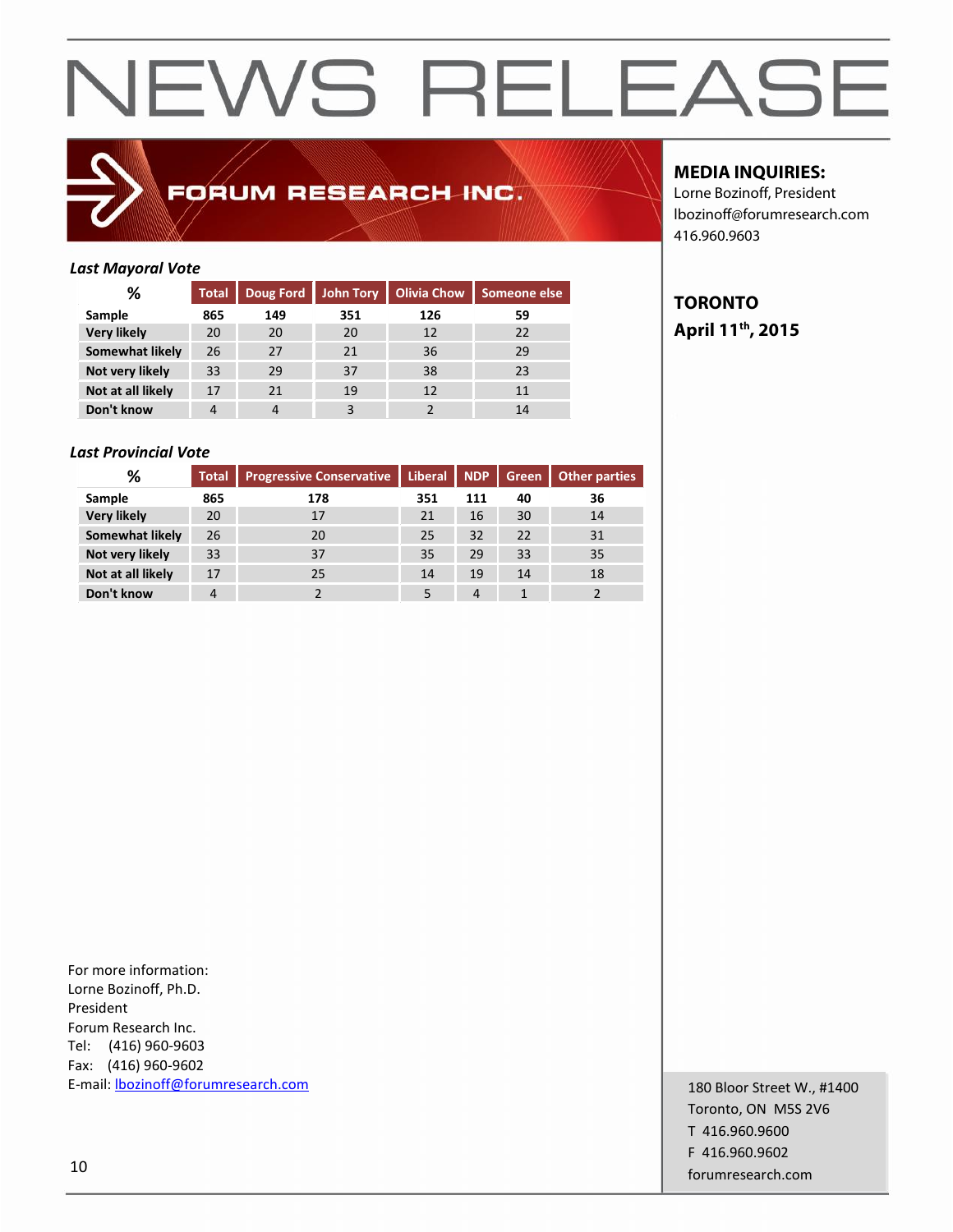# NEWS RELEASE

FORUM RESEARCH INC.

**MEDIA INQUIRIES:**
Lorne Bozinoff, President
lbozinoff@forumresearch.com
416.960.9603

**TORONTO**
**April 11th, 2015**

*Last Mayoral Vote*

| % | Total | Doug Ford | John Tory | Olivia Chow | Someone else |
|---|---|---|---|---|---|
| Sample | 865 | 149 | 351 | 126 | 59 |
| Very likely | 20 | 20 | 20 | 12 | 22 |
| Somewhat likely | 26 | 27 | 21 | 36 | 29 |
| Not very likely | 33 | 29 | 37 | 38 | 23 |
| Not at all likely | 17 | 21 | 19 | 12 | 11 |
| Don't know | 4 | 4 | 3 | 2 | 14 |

*Last Provincial Vote*

| % | Total | Progressive Conservative | Liberal | NDP | Green | Other parties |
|---|---|---|---|---|---|---|
| Sample | 865 | 178 | 351 | 111 | 40 | 36 |
| Very likely | 20 | 17 | 21 | 16 | 30 | 14 |
| Somewhat likely | 26 | 20 | 25 | 32 | 22 | 31 |
| Not very likely | 33 | 37 | 35 | 29 | 33 | 35 |
| Not at all likely | 17 | 25 | 14 | 19 | 14 | 18 |
| Don't know | 4 | 2 | 5 | 4 | 1 | 2 |

For more information:
Lorne Bozinoff, Ph.D.
President
Forum Research Inc.
Tel: (416) 960-9603
Fax: (416) 960-9602
E-mail: lbozinoff@forumresearch.com

180 Bloor Street W., #1400
Toronto, ON M5S 2V6
T 416.960.9600
F 416.960.9602
forumresearch.com